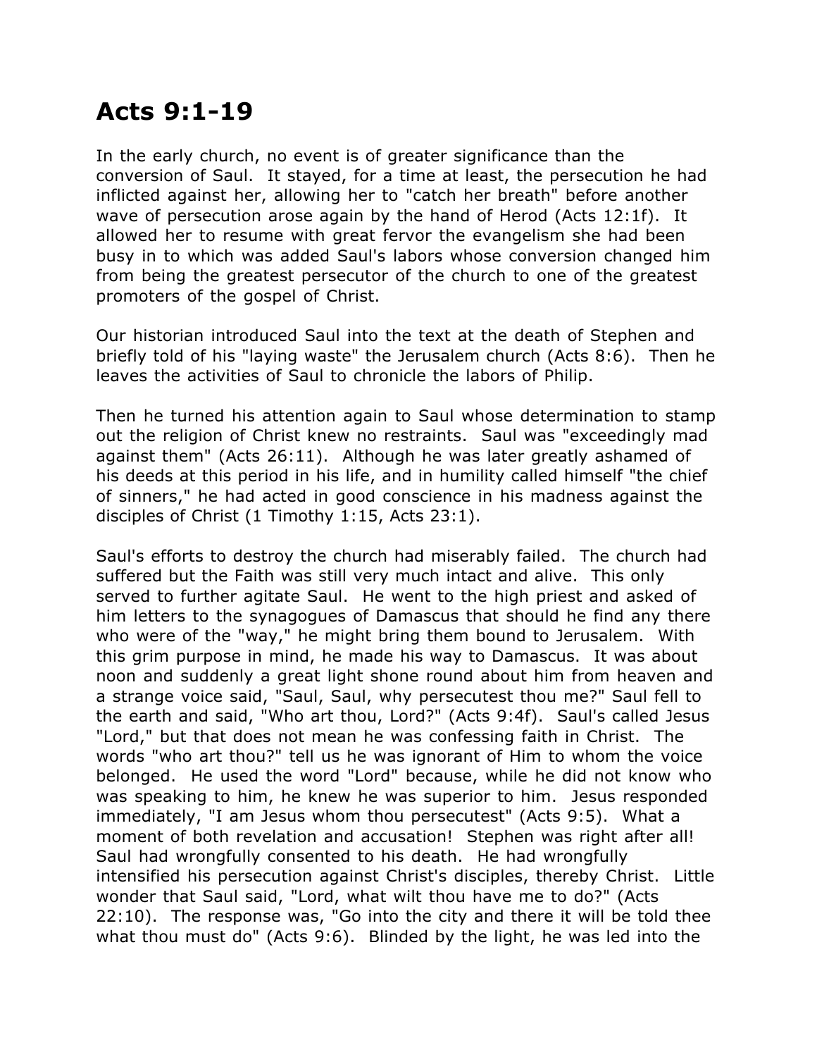# Acts 9:1-19

In the early church, no event is of greater significance than the conversion of Saul. It stayed, for a time at least, the persecution he had inflicted against her, allowing her to "catch her breath" before another wave of persecution arose again by the hand of Herod (Acts 12:1f). It allowed her to resume with great fervor the evangelism she had been busy in to which was added Saul's labors whose conversion changed him from being the greatest persecutor of the church to one of the greatest promoters of the gospel of Christ.

Our historian introduced Saul into the text at the death of Stephen and briefly told of his "laying waste" the Jerusalem church (Acts 8:6). Then he leaves the activities of Saul to chronicle the labors of Philip.

Then he turned his attention again to Saul whose determination to stamp out the religion of Christ knew no restraints. Saul was "exceedingly mad against them" (Acts 26:11). Although he was later greatly ashamed of his deeds at this period in his life, and in humility called himself "the chief of sinners," he had acted in good conscience in his madness against the disciples of Christ (1 Timothy 1:15, Acts 23:1).

Saul's efforts to destroy the church had miserably failed. The church had suffered but the Faith was still very much intact and alive. This only served to further agitate Saul. He went to the high priest and asked of him letters to the synagogues of Damascus that should he find any there who were of the "way," he might bring them bound to Jerusalem. With this grim purpose in mind, he made his way to Damascus. It was about noon and suddenly a great light shone round about him from heaven and a strange voice said, "Saul, Saul, why persecutest thou me?" Saul fell to the earth and said, "Who art thou, Lord?" (Acts 9:4f). Saul's called Jesus "Lord," but that does not mean he was confessing faith in Christ. The words "who art thou?" tell us he was ignorant of Him to whom the voice belonged. He used the word "Lord" because, while he did not know who was speaking to him, he knew he was superior to him. Jesus responded immediately, "I am Jesus whom thou persecutest" (Acts 9:5). What a moment of both revelation and accusation! Stephen was right after all! Saul had wrongfully consented to his death. He had wrongfully intensified his persecution against Christ's disciples, thereby Christ. Little wonder that Saul said, "Lord, what wilt thou have me to do?" (Acts 22:10). The response was, "Go into the city and there it will be told thee what thou must do" (Acts 9:6). Blinded by the light, he was led into the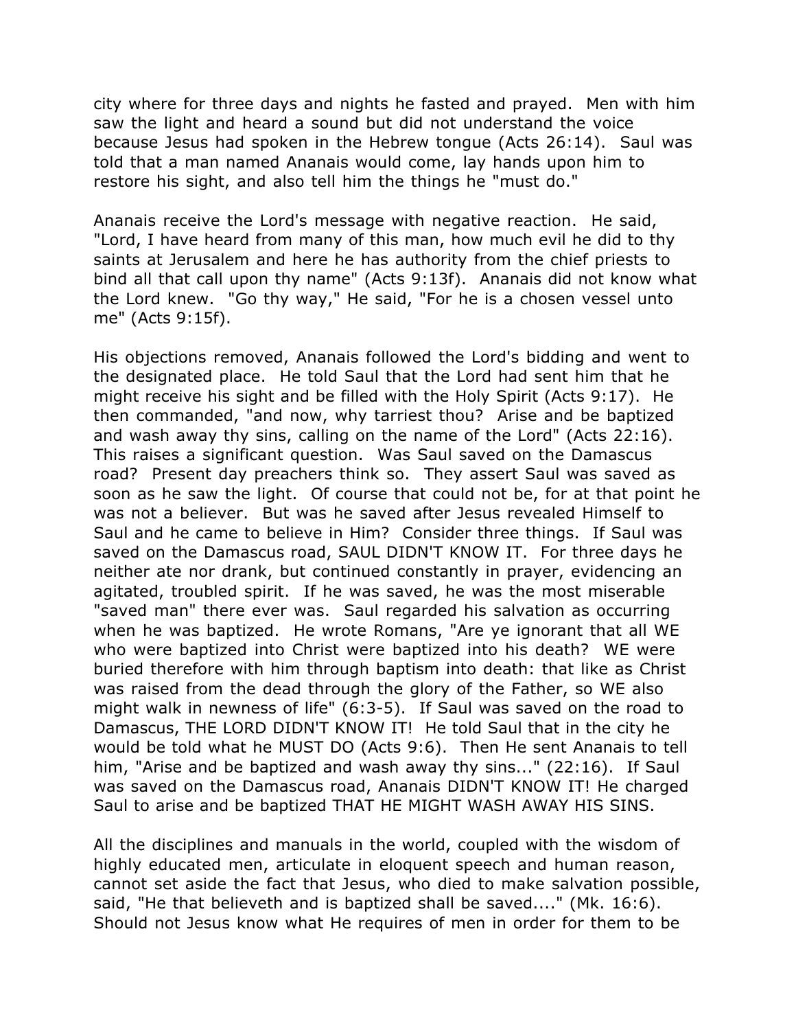city where for three days and nights he fasted and prayed. Men with him saw the light and heard a sound but did not understand the voice because Jesus had spoken in the Hebrew tongue (Acts 26:14). Saul was told that a man named Ananais would come, lay hands upon him to restore his sight, and also tell him the things he "must do."

Ananais receive the Lord's message with negative reaction. He said, "Lord, I have heard from many of this man, how much evil he did to thy saints at Jerusalem and here he has authority from the chief priests to bind all that call upon thy name" (Acts 9:13f). Ananais did not know what the Lord knew. "Go thy way," He said, "For he is a chosen vessel unto me" (Acts 9:15f).

His objections removed, Ananais followed the Lord's bidding and went to the designated place. He told Saul that the Lord had sent him that he might receive his sight and be filled with the Holy Spirit (Acts 9:17). He then commanded, "and now, why tarriest thou? Arise and be baptized and wash away thy sins, calling on the name of the Lord" (Acts 22:16). This raises a significant question. Was Saul saved on the Damascus road? Present day preachers think so. They assert Saul was saved as soon as he saw the light. Of course that could not be, for at that point he was not a believer. But was he saved after Jesus revealed Himself to Saul and he came to believe in Him? Consider three things. If Saul was saved on the Damascus road, SAUL DIDN'T KNOW IT. For three days he neither ate nor drank, but continued constantly in prayer, evidencing an agitated, troubled spirit. If he was saved, he was the most miserable "saved man" there ever was. Saul regarded his salvation as occurring when he was baptized. He wrote Romans, "Are ye ignorant that all WE who were baptized into Christ were baptized into his death? WE were buried therefore with him through baptism into death: that like as Christ was raised from the dead through the glory of the Father, so WE also might walk in newness of life" (6:3-5). If Saul was saved on the road to Damascus, THE LORD DIDN'T KNOW IT! He told Saul that in the city he would be told what he MUST DO (Acts 9:6). Then He sent Ananais to tell him, "Arise and be baptized and wash away thy sins..." (22:16). If Saul was saved on the Damascus road, Ananais DIDN'T KNOW IT! He charged Saul to arise and be baptized THAT HE MIGHT WASH AWAY HIS SINS.

All the disciplines and manuals in the world, coupled with the wisdom of highly educated men, articulate in eloquent speech and human reason, cannot set aside the fact that Jesus, who died to make salvation possible, said, "He that believeth and is baptized shall be saved...." (Mk. 16:6). Should not Jesus know what He requires of men in order for them to be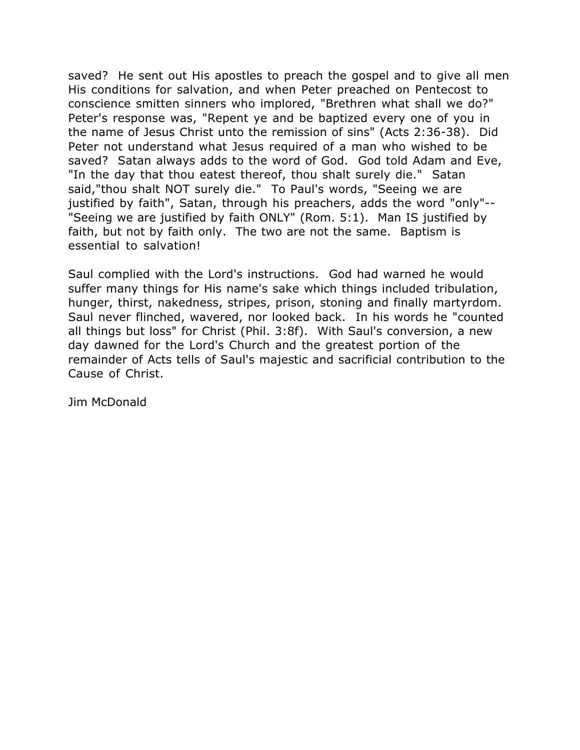saved? He sent out His apostles to preach the gospel and to give all men His conditions for salvation, and when Peter preached on Pentecost to conscience smitten sinners who implored, "Brethren what shall we do?" Peter's response was, "Repent ye and be baptized every one of you in the name of Jesus Christ unto the remission of sins" (Acts 2:36-38). Did Peter not understand what Jesus required of a man who wished to be saved? Satan always adds to the word of God. God told Adam and Eve, "In the day that thou eatest thereof, thou shalt surely die." Satan said,"thou shalt NOT surely die." To Paul's words, "Seeing we are justified by faith", Satan, through his preachers, adds the word "only"-- "Seeing we are justified by faith ONLY" (Rom. 5:1). Man IS justified by faith, but not by faith only. The two are not the same. Baptism is essential to salvation!

Saul complied with the Lord's instructions. God had warned he would suffer many things for His name's sake which things included tribulation, hunger, thirst, nakedness, stripes, prison, stoning and finally martyrdom. Saul never flinched, wavered, nor looked back. In his words he "counted all things but loss" for Christ (Phil. 3:8f). With Saul's conversion, a new day dawned for the Lord's Church and the greatest portion of the remainder of Acts tells of Saul's majestic and sacrificial contribution to the Cause of Christ.

Jim McDonald